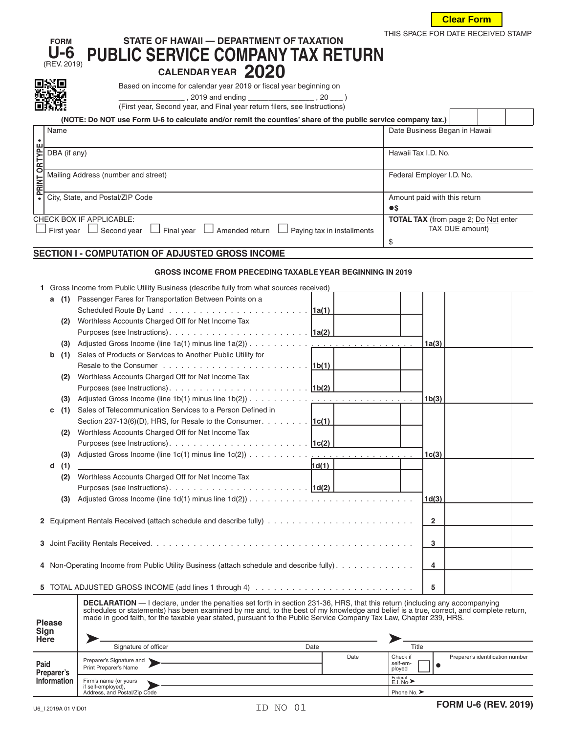Clear Form

THIS SPACE FOR DATE RECEIVED STAMP

FORM **U-6** (REV. 2019)

# STATE OF HAWAII — DEPARTMENT OF TAXATION
# PUBLIC SERVICE COMPANY TAX RETURN
## CALENDAR YEAR 2020

Based on income for calendar year 2019 or fiscal year beginning on _______________, 2019 and ending _______________, 20 ___ )
(First year, Second year, and Final year return filers, see Instructions)

**(NOTE: Do NOT use Form U-6 to calculate and/or remit the counties' share of the public service company tax.)**

• PRINT OR TYPE •

| | |
|---|---|
| Name | Date Business Began in Hawaii |
| DBA (if any) | Hawaii Tax I.D. No. |
| Mailing Address (number and street) | Federal Employer I.D. No. |
| City, State, and Postal/ZIP Code | Amount paid with this return ●$ |

CHECK BOX IF APPLICABLE:
☐ First year ☐ Second year ☐ Final year ☐ Amended return ☐ Paying tax in installments

**TOTAL TAX** (from page 2; Do Not enter TAX DUE amount) $

## SECTION I - COMPUTATION OF ADJUSTED GROSS INCOME

**GROSS INCOME FROM PRECEDING TAXABLE YEAR BEGINNING IN 2019**

| Line | Description | | | |
|---|---|---|---|---|
| 1 | Gross Income from Public Utility Business (describe fully from what sources received) | | | |
| a (1) | Passenger Fares for Transportation Between Points on a Scheduled Route By Land | 1a(1) | | |
| (2) | Worthless Accounts Charged Off for Net Income Tax Purposes (see Instructions) | 1a(2) | | |
| (3) | Adjusted Gross Income (line 1a(1) minus line 1a(2)) | | 1a(3) | |
| b (1) | Sales of Products or Services to Another Public Utility for Resale to the Consumer | 1b(1) | | |
| (2) | Worthless Accounts Charged Off for Net Income Tax Purposes (see Instructions) | 1b(2) | | |
| (3) | Adjusted Gross Income (line 1b(1) minus line 1b(2)) | | 1b(3) | |
| c (1) | Sales of Telecommunication Services to a Person Defined in Section 237-13(6)(D), HRS, for Resale to the Consumer | 1c(1) | | |
| (2) | Worthless Accounts Charged Off for Net Income Tax Purposes (see Instructions) | 1c(2) | | |
| (3) | Adjusted Gross Income (line 1c(1) minus line 1c(2)) | | 1c(3) | |
| d (1) | ______________________________ | 1d(1) | | |
| (2) | Worthless Accounts Charged Off for Net Income Tax Purposes (see Instructions) | 1d(2) | | |
| (3) | Adjusted Gross Income (line 1d(1) minus line 1d(2)) | | 1d(3) | |
| 2 | Equipment Rentals Received (attach schedule and describe fully) | | 2 | |
| 3 | Joint Facility Rentals Received | | 3 | |
| 4 | Non-Operating Income from Public Utility Business (attach schedule and describe fully) | | 4 | |
| 5 | TOTAL ADJUSTED GROSS INCOME (add lines 1 through 4) | | 5 | |

**Please Sign Here**

**DECLARATION** — I declare, under the penalties set forth in section 231-36, HRS, that this return (including any accompanying schedules or statements) has been examined by me and, to the best of my knowledge and belief is a true, correct, and complete return, made in good faith, for the taxable year stated, pursuant to the Public Service Company Tax Law, Chapter 239, HRS.

Signature of officer ____________ Date ____________ Title ____________

**Paid Preparer's Information**

| | | | |
|---|---|---|---|
| Preparer's Signature and Print Preparer's Name | Date | Check if self-employed ☐ | Preparer's identification number |
| Firm's name (or yours if self-employed), Address, and Postal/Zip Code | | Federal E.I. No. | |
| | | Phone No. | |

U6_I 2019A 01 VID01

ID NO 01

FORM U-6 (REV. 2019)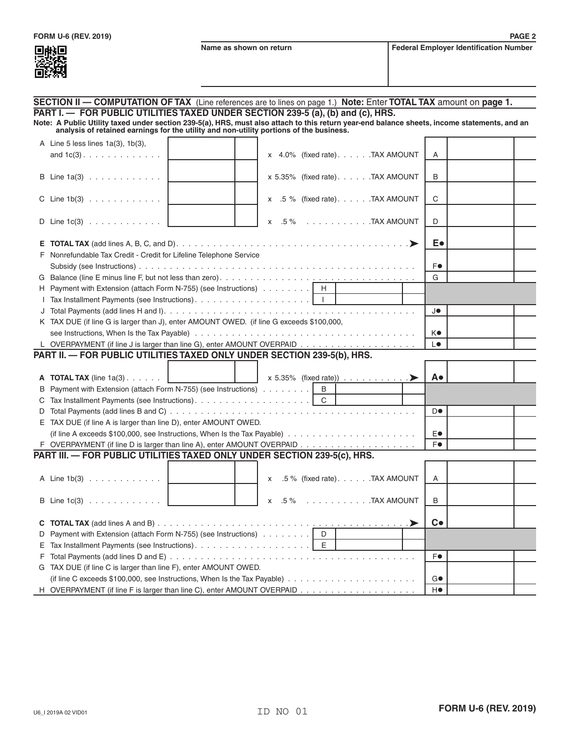Name as shown on return | Federal Employer Identification Number

## SECTION II — COMPUTATION OF TAX (Line references are to lines on page 1.) Note: Enter TOTAL TAX amount on page 1.

### PART I. — FOR PUBLIC UTILITIES TAXED UNDER SECTION 239-5 (a), (b) and (c), HRS.

**Note: A Public Utility taxed under section 239-5(a), HRS, must also attach to this return year-end balance sheets, income statements, and an analysis of retained earnings for the utility and non-utility portions of the business.**

| | | | | |
|---|---|---|---|---|
| A Line 5 less lines 1a(3), 1b(3), and 1c(3) | | x 4.0% (fixed rate) TAX AMOUNT | A | |
| B Line 1a(3) | | x 5.35% (fixed rate) TAX AMOUNT | B | |
| C Line 1b(3) | | x .5 % (fixed rate) TAX AMOUNT | C | |
| D Line 1c(3) | | x .5 % TAX AMOUNT | D | |
| **E TOTAL TAX** (add lines A, B, C, and D) | | | **E●** | |
| F Nonrefundable Tax Credit - Credit for Lifeline Telephone Service Subsidy (see Instructions) | | | F● | |
| G Balance (line E minus line F, but not less than zero) | | | G | |
| H Payment with Extension (attach Form N-755) (see Instructions) | H | | | |
| I Tax Installment Payments (see Instructions) | I | | | |
| J Total Payments (add lines H and I) | | | J● | |
| K TAX DUE (if line G is larger than J), enter AMOUNT OWED. (if line G exceeds $100,000, see Instructions, When Is the Tax Payable) | | | K● | |
| L OVERPAYMENT (if line J is larger than line G), enter AMOUNT OVERPAID | | | L● | |

### PART II. — FOR PUBLIC UTILITIES TAXED ONLY UNDER SECTION 239-5(b), HRS.

| | | | | |
|---|---|---|---|---|
| **A TOTAL TAX** (line 1a(3) | | x 5.35% (fixed rate)) | **A●** | |
| B Payment with Extension (attach Form N-755) (see Instructions) | B | | | |
| C Tax Installment Payments (see Instructions) | C | | | |
| D Total Payments (add lines B and C) | | | D● | |
| E TAX DUE (if line A is larger than line D), enter AMOUNT OWED. (if line A exceeds $100,000, see Instructions, When Is the Tax Payable) | | | E● | |
| F OVERPAYMENT (if line D is larger than line A), enter AMOUNT OVERPAID | | | F● | |

### PART III. — FOR PUBLIC UTILITIES TAXED ONLY UNDER SECTION 239-5(c), HRS.

| | | | | |
|---|---|---|---|---|
| A Line 1b(3) | | x .5 % (fixed rate) TAX AMOUNT | A | |
| B Line 1c(3) | | x .5 % TAX AMOUNT | B | |
| **C TOTAL TAX** (add lines A and B) | | | **C●** | |
| D Payment with Extension (attach Form N-755) (see Instructions) | D | | | |
| E Tax Installment Payments (see Instructions) | E | | | |
| F Total Payments (add lines D and E) | | | F● | |
| G TAX DUE (if line C is larger than line F), enter AMOUNT OWED. (if line C exceeds $100,000, see Instructions, When Is the Tax Payable) | | | G● | |
| H OVERPAYMENT (if line F is larger than line C), enter AMOUNT OVERPAID | | | H● | |

U6_I 2019A 02 VID01 ID NO 01